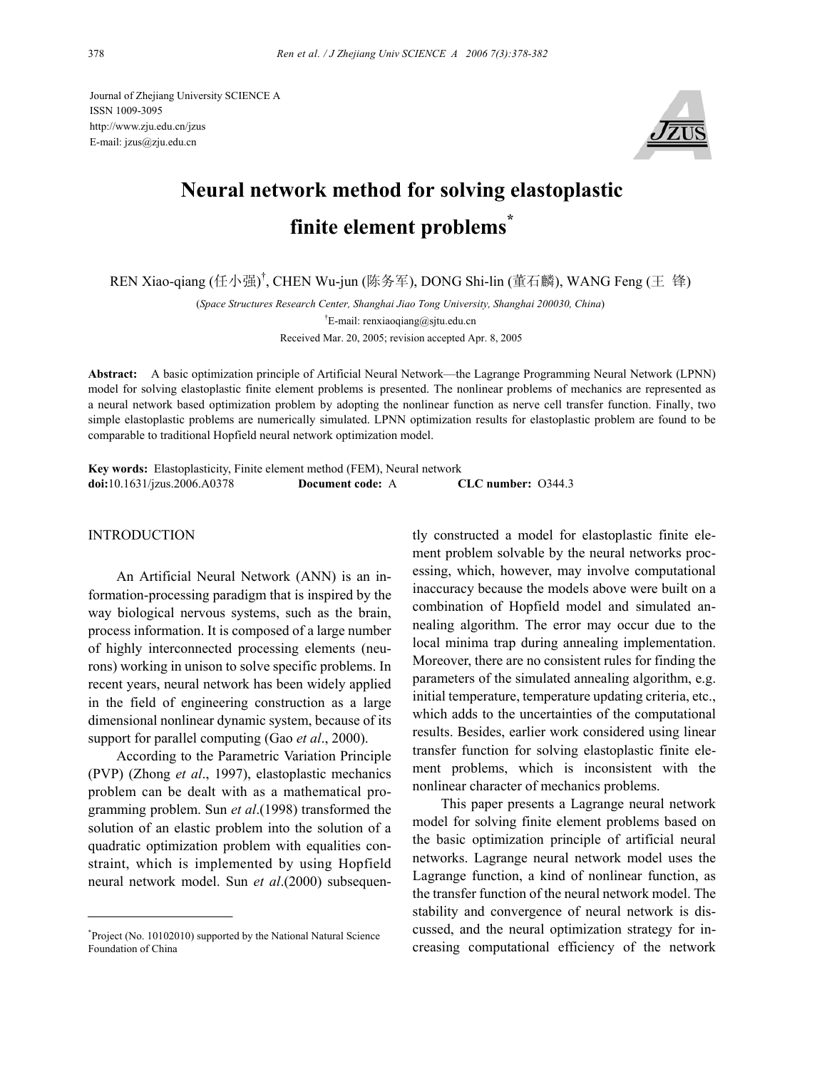Journal of Zhejiang University SCIENCE A
ISSN 1009-3095
http://www.zju.edu.cn/jzus
E-mail: jzus@zju.edu.cn

# Neural network method for solving elastoplastic finite element problems*

REN Xiao-qiang (任小强)[†], CHEN Wu-jun (陈务军), DONG Shi-lin (董石麟), WANG Feng (王 锋)

(*Space Structures Research Center, Shanghai Jiao Tong University, Shanghai 200030, China*)

[†]E-mail: renxiaoqiang@sjtu.edu.cn

Received Mar. 20, 2005; revision accepted Apr. 8, 2005

**Abstract:** A basic optimization principle of Artificial Neural Network—the Lagrange Programming Neural Network (LPNN) model for solving elastoplastic finite element problems is presented. The nonlinear problems of mechanics are represented as a neural network based optimization problem by adopting the nonlinear function as nerve cell transfer function. Finally, two simple elastoplastic problems are numerically simulated. LPNN optimization results for elastoplastic problem are found to be comparable to traditional Hopfield neural network optimization model.

**Key words:** Elastoplasticity, Finite element method (FEM), Neural network
**doi:**10.1631/jzus.2006.A0378 **Document code:** A **CLC number:** O344.3

## INTRODUCTION

An Artificial Neural Network (ANN) is an information-processing paradigm that is inspired by the way biological nervous systems, such as the brain, process information. It is composed of a large number of highly interconnected processing elements (neurons) working in unison to solve specific problems. In recent years, neural network has been widely applied in the field of engineering construction as a large dimensional nonlinear dynamic system, because of its support for parallel computing (Gao *et al*., 2000).

According to the Parametric Variation Principle (PVP) (Zhong *et al*., 1997), elastoplastic mechanics problem can be dealt with as a mathematical programming problem. Sun *et al*.(1998) transformed the solution of an elastic problem into the solution of a quadratic optimization problem with equalities constraint, which is implemented by using Hopfield neural network model. Sun *et al*.(2000) subsequently constructed a model for elastoplastic finite element problem solvable by the neural networks processing, which, however, may involve computational inaccuracy because the models above were built on a combination of Hopfield model and simulated annealing algorithm. The error may occur due to the local minima trap during annealing implementation. Moreover, there are no consistent rules for finding the parameters of the simulated annealing algorithm, e.g. initial temperature, temperature updating criteria, etc., which adds to the uncertainties of the computational results. Besides, earlier work considered using linear transfer function for solving elastoplastic finite element problems, which is inconsistent with the nonlinear character of mechanics problems.

This paper presents a Lagrange neural network model for solving finite element problems based on the basic optimization principle of artificial neural networks. Lagrange neural network model uses the Lagrange function, a kind of nonlinear function, as the transfer function of the neural network model. The stability and convergence of neural network is discussed, and the neural optimization strategy for increasing computational efficiency of the network

*Project (No. 10102010) supported by the National Natural Science Foundation of China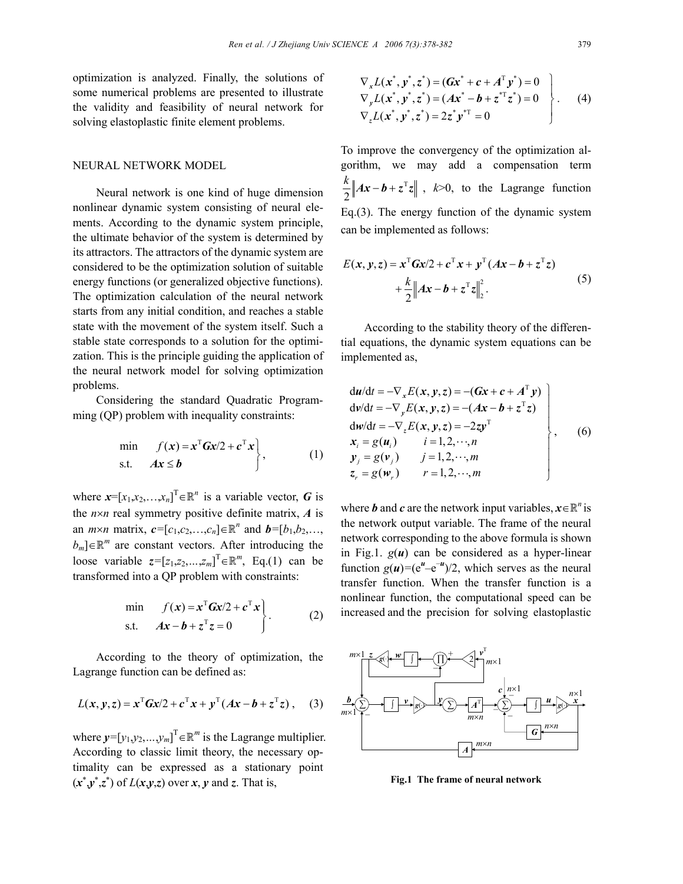optimization is analyzed. Finally, the solutions of some numerical problems are presented to illustrate the validity and feasibility of neural network for solving elastoplastic finite element problems.

## NEURAL NETWORK MODEL

Neural network is one kind of huge dimension nonlinear dynamic system consisting of neural elements. According to the dynamic system principle, the ultimate behavior of the system is determined by its attractors. The attractors of the dynamic system are considered to be the optimization solution of suitable energy functions (or generalized objective functions). The optimization calculation of the neural network starts from any initial condition, and reaches a stable state with the movement of the system itself. Such a stable state corresponds to a solution for the optimization. This is the principle guiding the application of the neural network model for solving optimization problems.

Considering the standard Quadratic Programming (QP) problem with inequality constraints:

$$\left.\begin{array}{ll}\min & f(\boldsymbol{x})=\boldsymbol{x}^{\mathrm{T}}\boldsymbol{G}\boldsymbol{x}/2+\boldsymbol{c}^{\mathrm{T}}\boldsymbol{x}\\ \text{s.t.} & \boldsymbol{A}\boldsymbol{x}\le\boldsymbol{b}\end{array}\right\}, \tag{1}$$

where $\boldsymbol{x}=[x_1,x_2,\ldots,x_n]^{\mathrm{T}}\in\mathbb{R}^n$ is a variable vector, $\boldsymbol{G}$ is the $n\times n$ real symmetry positive definite matrix, $\boldsymbol{A}$ is an $m\times n$ matrix, $\boldsymbol{c}=[c_1,c_2,\ldots,c_n]\in\mathbb{R}^n$ and $\boldsymbol{b}=[b_1,b_2,\ldots,b_m]\in\mathbb{R}^m$ are constant vectors. After introducing the loose variable $\boldsymbol{z}=[z_1,z_2,\ldots,z_m]^{\mathrm{T}}\in\mathbb{R}^m$, Eq.(1) can be transformed into a QP problem with constraints:

$$\left.\begin{array}{ll}\min & f(\boldsymbol{x})=\boldsymbol{x}^{\mathrm{T}}\boldsymbol{G}\boldsymbol{x}/2+\boldsymbol{c}^{\mathrm{T}}\boldsymbol{x}\\ \text{s.t.} & \boldsymbol{A}\boldsymbol{x}-\boldsymbol{b}+\boldsymbol{z}^{\mathrm{T}}\boldsymbol{z}=0\end{array}\right\}. \tag{2}$$

According to the theory of optimization, the Lagrange function can be defined as:

$$L(\boldsymbol{x},\boldsymbol{y},\boldsymbol{z})=\boldsymbol{x}^{\mathrm{T}}\boldsymbol{G}\boldsymbol{x}/2+\boldsymbol{c}^{\mathrm{T}}\boldsymbol{x}+\boldsymbol{y}^{\mathrm{T}}(\boldsymbol{A}\boldsymbol{x}-\boldsymbol{b}+\boldsymbol{z}^{\mathrm{T}}\boldsymbol{z}), \tag{3}$$

where $\boldsymbol{y}=[y_1,y_2,\ldots,y_m]^{\mathrm{T}}\in\mathbb{R}^m$ is the Lagrange multiplier. According to classic limit theory, the necessary optimality can be expressed as a stationary point $(\boldsymbol{x}^*,\boldsymbol{y}^*,\boldsymbol{z}^*)$ of $L(\boldsymbol{x},\boldsymbol{y},\boldsymbol{z})$ over $\boldsymbol{x}$, $\boldsymbol{y}$ and $\boldsymbol{z}$. That is,

$$\left.\begin{array}{l}\nabla_x L(\boldsymbol{x}^*,\boldsymbol{y}^*,\boldsymbol{z}^*)=(\boldsymbol{G}\boldsymbol{x}^*+\boldsymbol{c}+\boldsymbol{A}^{\mathrm{T}}\boldsymbol{y}^*)=0\\ \nabla_y L(\boldsymbol{x}^*,\boldsymbol{y}^*,\boldsymbol{z}^*)=(\boldsymbol{A}\boldsymbol{x}^*-\boldsymbol{b}+\boldsymbol{z}^{*\mathrm{T}}\boldsymbol{z}^*)=0\\ \nabla_z L(\boldsymbol{x}^*,\boldsymbol{y}^*,\boldsymbol{z}^*)=2\boldsymbol{z}^*\boldsymbol{y}^{*\mathrm{T}}=0\end{array}\right\}. \tag{4}$$

To improve the convergency of the optimization algorithm, we may add a compensation term $\frac{k}{2}\left\|\boldsymbol{A}\boldsymbol{x}-\boldsymbol{b}+\boldsymbol{z}^{\mathrm{T}}\boldsymbol{z}\right\|$, $k>0$, to the Lagrange function Eq.(3). The energy function of the dynamic system can be implemented as follows:

$$\begin{aligned}E(\boldsymbol{x},\boldsymbol{y},\boldsymbol{z})&=\boldsymbol{x}^{\mathrm{T}}\boldsymbol{G}\boldsymbol{x}/2+\boldsymbol{c}^{\mathrm{T}}\boldsymbol{x}+\boldsymbol{y}^{\mathrm{T}}(\boldsymbol{A}\boldsymbol{x}-\boldsymbol{b}+\boldsymbol{z}^{\mathrm{T}}\boldsymbol{z})\\&\quad+\frac{k}{2}\left\|\boldsymbol{A}\boldsymbol{x}-\boldsymbol{b}+\boldsymbol{z}^{\mathrm{T}}\boldsymbol{z}\right\|_2^2.\end{aligned} \tag{5}$$

According to the stability theory of the differential equations, the dynamic system equations can be implemented as,

$$\left.\begin{array}{ll}\mathrm{d}\boldsymbol{u}/\mathrm{d}t=-\nabla_x E(\boldsymbol{x},\boldsymbol{y},\boldsymbol{z})=-(\boldsymbol{G}\boldsymbol{x}+\boldsymbol{c}+\boldsymbol{A}^{\mathrm{T}}\boldsymbol{y}) & \\ \mathrm{d}\boldsymbol{v}/\mathrm{d}t=-\nabla_y E(\boldsymbol{x},\boldsymbol{y},\boldsymbol{z})=-(\boldsymbol{A}\boldsymbol{x}-\boldsymbol{b}+\boldsymbol{z}^{\mathrm{T}}\boldsymbol{z}) & \\ \mathrm{d}\boldsymbol{w}/\mathrm{d}t=-\nabla_z E(\boldsymbol{x},\boldsymbol{y},\boldsymbol{z})=-2\boldsymbol{z}\boldsymbol{y}^{\mathrm{T}} & \\ \boldsymbol{x}_i=g(\boldsymbol{u}_i) & i=1,2,\cdots,n\\ \boldsymbol{y}_j=g(\boldsymbol{v}_j) & j=1,2,\cdots,m\\ \boldsymbol{z}_r=g(\boldsymbol{w}_r) & r=1,2,\cdots,m\end{array}\right\}, \tag{6}$$

where $\boldsymbol{b}$ and $\boldsymbol{c}$ are the network input variables, $\boldsymbol{x}\in\mathbb{R}^n$ is the network output variable. The frame of the neural network corresponding to the above formula is shown in Fig.1. $g(\boldsymbol{u})$ can be considered as a hyper-linear function $g(\boldsymbol{u})=(\mathrm{e}^{\boldsymbol{u}}-\mathrm{e}^{-\boldsymbol{u}})/2$, which serves as the neural transfer function. When the transfer function is a nonlinear function, the computational speed can be increased and the precision for solving elastoplastic

**Fig.1 The frame of neural network**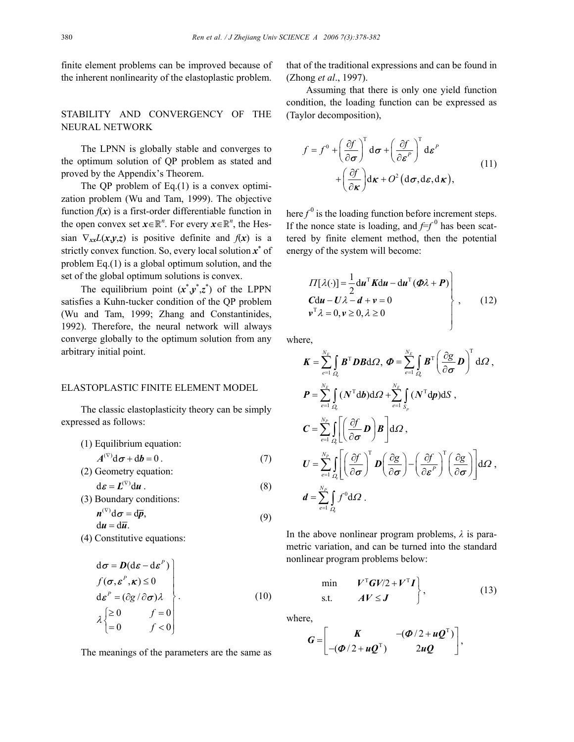finite element problems can be improved because of the inherent nonlinearity of the elastoplastic problem.

## STABILITY AND CONVERGENCY OF THE NEURAL NETWORK

The LPNN is globally stable and converges to the optimum solution of QP problem as stated and proved by the Appendix's Theorem.

The QP problem of Eq.(1) is a convex optimization problem (Wu and Tam, 1999). The objective function $f(\boldsymbol{x})$ is a first-order differentiable function in the open convex set $\boldsymbol{x}\in\mathbb{R}^n$. For every $\boldsymbol{x}\in\mathbb{R}^n$, the Hessian $\nabla_{xx}L(\boldsymbol{x},\boldsymbol{y},\boldsymbol{z})$ is positive definite and $f(\boldsymbol{x})$ is a strictly convex function. So, every local solution $\boldsymbol{x}^*$ of problem Eq.(1) is a global optimum solution, and the set of the global optimum solutions is convex.

The equilibrium point $(\boldsymbol{x}^*,\boldsymbol{y}^*,\boldsymbol{z}^*)$ of the LPPN satisfies a Kuhn-tucker condition of the QP problem (Wu and Tam, 1999; Zhang and Constantinides, 1992). Therefore, the neural network will always converge globally to the optimum solution from any arbitrary initial point.

## ELASTOPLASTIC FINITE ELEMENT MODEL

The classic elastoplasticity theory can be simply expressed as follows:

(1) Equilibrium equation:

$$\boldsymbol{A}^{(\nabla)}\mathrm{d}\boldsymbol{\sigma}+\mathrm{d}\boldsymbol{b}=0\,. \tag{7}$$

(2) Geometry equation:

$$\mathrm{d}\boldsymbol{\varepsilon}=\boldsymbol{L}^{(\nabla)}\mathrm{d}\boldsymbol{u}\,. \tag{8}$$

(3) Boundary conditions:

$$\begin{aligned}&\boldsymbol{n}^{(\nabla)}\mathrm{d}\boldsymbol{\sigma}=\mathrm{d}\overline{\boldsymbol{p}},\\&\mathrm{d}\boldsymbol{u}=\mathrm{d}\overline{\boldsymbol{u}}.\end{aligned} \tag{9}$$

(4) Constitutive equations:

$$\left.\begin{aligned}&\mathrm{d}\boldsymbol{\sigma}=\boldsymbol{D}(\mathrm{d}\boldsymbol{\varepsilon}-\mathrm{d}\boldsymbol{\varepsilon}^P)\\&f(\boldsymbol{\sigma},\boldsymbol{\varepsilon}^P,\boldsymbol{\kappa})\le 0\\&\mathrm{d}\boldsymbol{\varepsilon}^P=(\partial g/\partial\boldsymbol{\sigma})\lambda\\&\lambda\begin{cases}\ge 0 & f=0\\ =0 & f<0\end{cases}\end{aligned}\right\}. \tag{10}$$

The meanings of the parameters are the same as that of the traditional expressions and can be found in (Zhong *et al*., 1997).

Assuming that there is only one yield function condition, the loading function can be expressed as (Taylor decomposition),

$$\begin{aligned}f=f^0&+\left(\frac{\partial f}{\partial\boldsymbol{\sigma}}\right)^{\mathrm{T}}\mathrm{d}\boldsymbol{\sigma}+\left(\frac{\partial f}{\partial\boldsymbol{\varepsilon}^P}\right)^{\mathrm{T}}\mathrm{d}\boldsymbol{\varepsilon}^P\\&+\left(\frac{\partial f}{\partial\boldsymbol{\kappa}}\right)\mathrm{d}\boldsymbol{\kappa}+O^2\left(\mathrm{d}\boldsymbol{\sigma},\mathrm{d}\boldsymbol{\varepsilon},\mathrm{d}\boldsymbol{\kappa}\right),\end{aligned} \tag{11}$$

here $f^0$ is the loading function before increment steps. If the nonce state is loading, and $f=f^0$ has been scattered by finite element method, then the potential energy of the system will become:

$$\left.\begin{aligned}&\Pi[\lambda(\cdot)]=\frac{1}{2}\mathrm{d}\boldsymbol{u}^{\mathrm{T}}\boldsymbol{K}\mathrm{d}\boldsymbol{u}-\mathrm{d}\boldsymbol{u}^{\mathrm{T}}(\boldsymbol{\Phi}\lambda+\boldsymbol{P})\\&\boldsymbol{C}\mathrm{d}\boldsymbol{u}-\boldsymbol{U}\lambda-\boldsymbol{d}+\boldsymbol{v}=0\\&\boldsymbol{v}^{\mathrm{T}}\lambda=0,\boldsymbol{v}\ge 0,\lambda\ge 0\end{aligned}\right\}, \tag{12}$$

where,

$$\boldsymbol{K}=\sum_{e=1}^{N_E}\int_{\Omega_e}\boldsymbol{B}^{\mathrm{T}}\boldsymbol{D}\boldsymbol{B}\mathrm{d}\Omega,\ \boldsymbol{\Phi}=\sum_{e=1}^{N_E}\int_{\Omega_e}\boldsymbol{B}^{\mathrm{T}}\left(\frac{\partial g}{\partial\boldsymbol{\sigma}}\boldsymbol{D}\right)^{\mathrm{T}}\mathrm{d}\Omega\,,$$

$$\boldsymbol{P}=\sum_{e=1}^{N_E}\int_{\Omega_e}(\boldsymbol{N}^{\mathrm{T}}\mathrm{d}\boldsymbol{b})\mathrm{d}\Omega+\sum_{e=1}^{N_E}\int_{S_p}(\boldsymbol{N}^{\mathrm{T}}\mathrm{d}\boldsymbol{p})\mathrm{d}S\,,$$

$$\boldsymbol{C}=\sum_{e=1}^{N_P}\int_{\Omega_e}\left[\left(\frac{\partial f}{\partial\boldsymbol{\sigma}}\boldsymbol{D}\right)\boldsymbol{B}\right]\mathrm{d}\Omega\,,$$

$$\boldsymbol{U}=\sum_{e=1}^{N_P}\int_{\Omega_e}\left[\left(\frac{\partial f}{\partial\boldsymbol{\sigma}}\right)^{\mathrm{T}}\boldsymbol{D}\left(\frac{\partial g}{\partial\boldsymbol{\sigma}}\right)-\left(\frac{\partial f}{\partial\boldsymbol{\varepsilon}^P}\right)^{\mathrm{T}}\left(\frac{\partial g}{\partial\boldsymbol{\sigma}}\right)\right]\mathrm{d}\Omega\,,$$

$$\boldsymbol{d}=\sum_{e=1}^{N_P}\int_{\Omega_e}f^0\mathrm{d}\Omega\,.$$

In the above nonlinear program problems, $\lambda$ is parametric variation, and can be turned into the standard nonlinear program problems below:

$$\left.\begin{aligned}&\min\quad \boldsymbol{V}^{\mathrm{T}}\boldsymbol{G}\boldsymbol{V}/2+\boldsymbol{V}^{\mathrm{T}}\boldsymbol{I}\\&\text{s.t.}\quad\ \boldsymbol{A}\boldsymbol{V}\le\boldsymbol{J}\end{aligned}\right\}, \tag{13}$$

where,

$$\boldsymbol{G}=\begin{bmatrix}\boldsymbol{K} & -(\boldsymbol{\Phi}/2+\boldsymbol{u}\boldsymbol{Q}^{\mathrm{T}})\\-(\boldsymbol{\Phi}/2+\boldsymbol{u}\boldsymbol{Q}^{\mathrm{T}}) & 2\boldsymbol{u}\boldsymbol{Q}\end{bmatrix},$$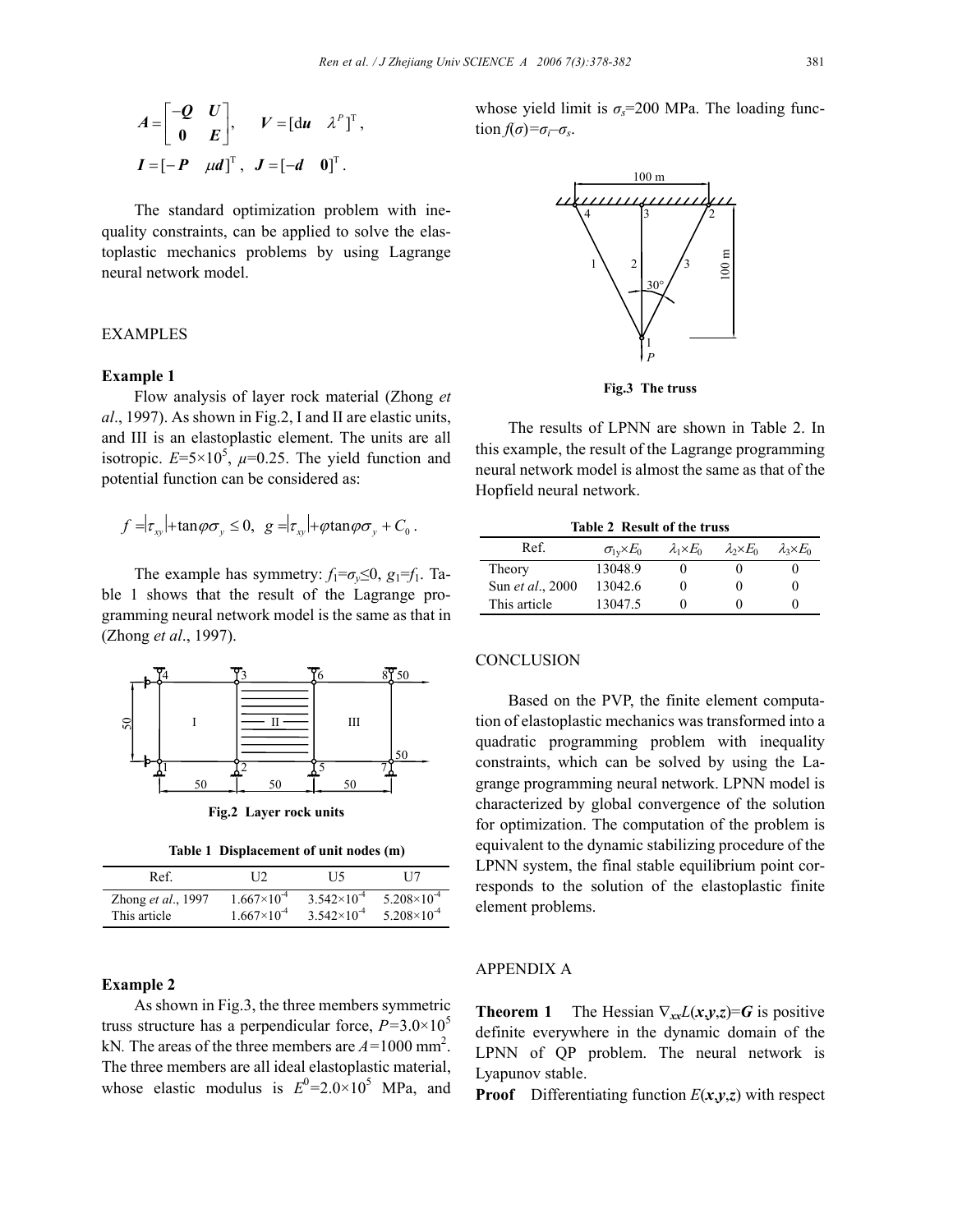$$\boldsymbol{A}=\begin{bmatrix} -\boldsymbol{Q} & \boldsymbol{U} \\ \boldsymbol{0} & \boldsymbol{E} \end{bmatrix}, \quad \boldsymbol{V}=[\mathrm{d}\boldsymbol{u} \quad \lambda^{P}]^{\mathrm{T}},$$

$$\boldsymbol{I}=[-\boldsymbol{P} \quad \mu\boldsymbol{d}]^{\mathrm{T}}, \quad \boldsymbol{J}=[-\boldsymbol{d} \quad \boldsymbol{0}]^{\mathrm{T}}.$$

The standard optimization problem with inequality constraints, can be applied to solve the elastoplastic mechanics problems by using Lagrange neural network model.

## EXAMPLES

### Example 1

Flow analysis of layer rock material (Zhong *et al*., 1997). As shown in Fig.2, I and II are elastic units, and III is an elastoplastic element. The units are all isotropic. $E=5\times10^5$, $\mu=0.25$. The yield function and potential function can be considered as:

$$f=|\tau_{xy}|+\tan\varphi\sigma_y \le 0, \quad g=|\tau_{xy}|+\varphi\tan\varphi\sigma_y + C_0 .$$

The example has symmetry: $f_1=\sigma_y\le 0$, $g_1=f_1$. Table 1 shows that the result of the Lagrange programming neural network model is the same as that in (Zhong *et al*., 1997).

**Fig.2 Layer rock units**

**Table 1 Displacement of unit nodes (m)**

| Ref. | U2 | U5 | U7 |
|---|---|---|---|
| Zhong *et al*., 1997 | $1.667\times10^{-4}$ | $3.542\times10^{-4}$ | $5.208\times10^{-4}$ |
| This article | $1.667\times10^{-4}$ | $3.542\times10^{-4}$ | $5.208\times10^{-4}$ |

### Example 2

As shown in Fig.3, the three members symmetric truss structure has a perpendicular force, $P=3.0\times10^5$ kN. The areas of the three members are $A=1000$ mm$^2$. The three members are all ideal elastoplastic material, whose elastic modulus is $E^0=2.0\times10^5$ MPa, and whose yield limit is $\sigma_s=200$ MPa. The loading function $f(\sigma)=\sigma_i-\sigma_s$.

**Fig.3 The truss**

The results of LPNN are shown in Table 2. In this example, the result of the Lagrange programming neural network model is almost the same as that of the Hopfield neural network.

**Table 2 Result of the truss**

| Ref. | $\sigma_{1y}\times E_0$ | $\lambda_1\times E_0$ | $\lambda_2\times E_0$ | $\lambda_3\times E_0$ |
|---|---|---|---|---|
| Theory | 13048.9 | 0 | 0 | 0 |
| Sun *et al*., 2000 | 13042.6 | 0 | 0 | 0 |
| This article | 13047.5 | 0 | 0 | 0 |

## CONCLUSION

Based on the PVP, the finite element computation of elastoplastic mechanics was transformed into a quadratic programming problem with inequality constraints, which can be solved by using the Lagrange programming neural network. LPNN model is characterized by global convergence of the solution for optimization. The computation of the problem is equivalent to the dynamic stabilizing procedure of the LPNN system, the final stable equilibrium point corresponds to the solution of the elastoplastic finite element problems.

## APPENDIX A

**Theorem 1** The Hessian $\nabla_{xx}L(\boldsymbol{x},\boldsymbol{y},\boldsymbol{z})=\boldsymbol{G}$ is positive definite everywhere in the dynamic domain of the LPNN of QP problem. The neural network is Lyapunov stable.

**Proof** Differentiating function $E(\boldsymbol{x},\boldsymbol{y},\boldsymbol{z})$ with respect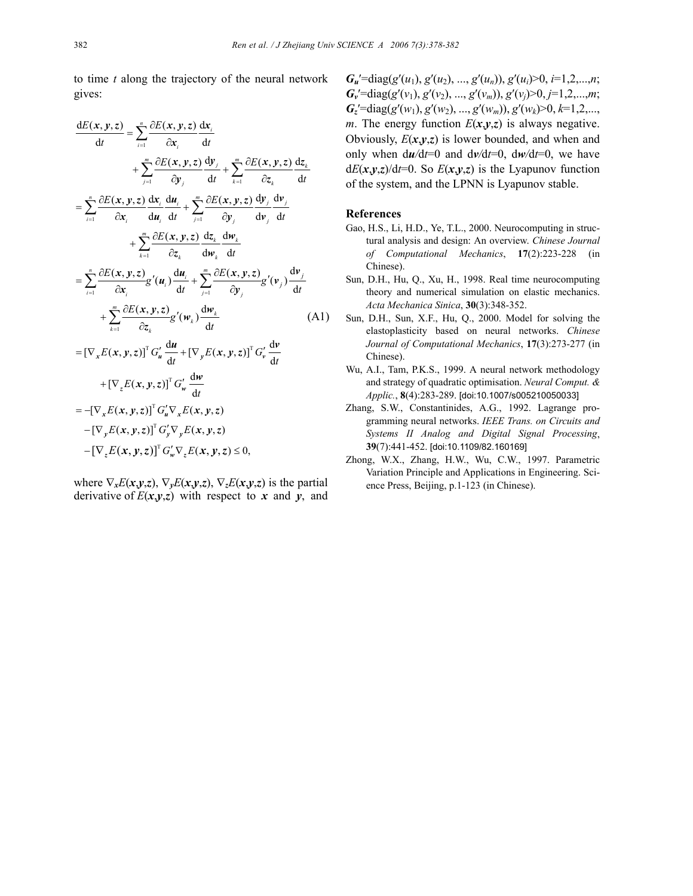to time $t$ along the trajectory of the neural network gives:

$$
\begin{aligned}
\frac{\mathrm{d}E(\boldsymbol{x},\boldsymbol{y},\boldsymbol{z})}{\mathrm{d}t} &= \sum_{i=1}^{n}\frac{\partial E(\boldsymbol{x},\boldsymbol{y},\boldsymbol{z})}{\partial \boldsymbol{x}_i}\frac{\mathrm{d}\boldsymbol{x}_i}{\mathrm{d}t} \\
&\quad + \sum_{j=1}^{m}\frac{\partial E(\boldsymbol{x},\boldsymbol{y},\boldsymbol{z})}{\partial \boldsymbol{y}_j}\frac{\mathrm{d}\boldsymbol{y}_j}{\mathrm{d}t} + \sum_{k=1}^{m}\frac{\partial E(\boldsymbol{x},\boldsymbol{y},\boldsymbol{z})}{\partial \boldsymbol{z}_k}\frac{\mathrm{d}\boldsymbol{z}_k}{\mathrm{d}t} \\
&= \sum_{i=1}^{n}\frac{\partial E(\boldsymbol{x},\boldsymbol{y},\boldsymbol{z})}{\partial \boldsymbol{x}_i}\frac{\mathrm{d}\boldsymbol{x}_i}{\mathrm{d}\boldsymbol{u}_i}\frac{\mathrm{d}\boldsymbol{u}_i}{\mathrm{d}t} + \sum_{j=1}^{m}\frac{\partial E(\boldsymbol{x},\boldsymbol{y},\boldsymbol{z})}{\partial \boldsymbol{y}_j}\frac{\mathrm{d}\boldsymbol{y}_j}{\mathrm{d}\boldsymbol{v}_j}\frac{\mathrm{d}\boldsymbol{v}_j}{\mathrm{d}t} \\
&\quad + \sum_{k=1}^{m}\frac{\partial E(\boldsymbol{x},\boldsymbol{y},\boldsymbol{z})}{\partial \boldsymbol{z}_k}\frac{\mathrm{d}\boldsymbol{z}_k}{\mathrm{d}\boldsymbol{w}_k}\frac{\mathrm{d}\boldsymbol{w}_k}{\mathrm{d}t} \\
&= \sum_{i=1}^{n}\frac{\partial E(\boldsymbol{x},\boldsymbol{y},\boldsymbol{z})}{\partial \boldsymbol{x}_i}g'(\boldsymbol{u}_i)\frac{\mathrm{d}\boldsymbol{u}_i}{\mathrm{d}t} + \sum_{j=1}^{m}\frac{\partial E(\boldsymbol{x},\boldsymbol{y},\boldsymbol{z})}{\partial \boldsymbol{y}_j}g'(\boldsymbol{v}_j)\frac{\mathrm{d}\boldsymbol{v}_j}{\mathrm{d}t} \\
&\quad + \sum_{k=1}^{m}\frac{\partial E(\boldsymbol{x},\boldsymbol{y},\boldsymbol{z})}{\partial \boldsymbol{z}_k}g'(\boldsymbol{w}_k)\frac{\mathrm{d}\boldsymbol{w}_k}{\mathrm{d}t} \qquad \text{(A1)} \\
&= [\nabla_{\boldsymbol{x}}E(\boldsymbol{x},\boldsymbol{y},\boldsymbol{z})]^{\mathrm{T}}G'_{\boldsymbol{u}}\frac{\mathrm{d}\boldsymbol{u}}{\mathrm{d}t} + [\nabla_{\boldsymbol{y}}E(\boldsymbol{x},\boldsymbol{y},\boldsymbol{z})]^{\mathrm{T}}G'_{\boldsymbol{v}}\frac{\mathrm{d}\boldsymbol{v}}{\mathrm{d}t} \\
&\quad + [\nabla_{\boldsymbol{z}}E(\boldsymbol{x},\boldsymbol{y},\boldsymbol{z})]^{\mathrm{T}}G'_{\boldsymbol{w}}\frac{\mathrm{d}\boldsymbol{w}}{\mathrm{d}t} \\
&= -[\nabla_{\boldsymbol{x}}E(\boldsymbol{x},\boldsymbol{y},\boldsymbol{z})]^{\mathrm{T}}G'_{\boldsymbol{u}}\nabla_{\boldsymbol{x}}E(\boldsymbol{x},\boldsymbol{y},\boldsymbol{z}) \\
&\quad - [\nabla_{\boldsymbol{y}}E(\boldsymbol{x},\boldsymbol{y},\boldsymbol{z})]^{\mathrm{T}}G'_{\boldsymbol{y}}\nabla_{\boldsymbol{y}}E(\boldsymbol{x},\boldsymbol{y},\boldsymbol{z}) \\
&\quad - [\nabla_{\boldsymbol{z}}E(\boldsymbol{x},\boldsymbol{y},\boldsymbol{z})]^{\mathrm{T}}G'_{\boldsymbol{w}}\nabla_{\boldsymbol{z}}E(\boldsymbol{x},\boldsymbol{y},\boldsymbol{z}) \le 0,
\end{aligned}
$$

where $\nabla_{\boldsymbol{x}}E(\boldsymbol{x},\boldsymbol{y},\boldsymbol{z})$, $\nabla_{\boldsymbol{y}}E(\boldsymbol{x},\boldsymbol{y},\boldsymbol{z})$, $\nabla_{\boldsymbol{z}}E(\boldsymbol{x},\boldsymbol{y},\boldsymbol{z})$ is the partial derivative of $E(\boldsymbol{x},\boldsymbol{y},\boldsymbol{z})$ with respect to $\boldsymbol{x}$ and $\boldsymbol{y}$, and $\boldsymbol{G}_{\boldsymbol{u}}'=\mathrm{diag}(g'(u_1), g'(u_2), ..., g'(u_n))$, $g'(u_i)>0$, $i=1,2,...,n$; $\boldsymbol{G}_{\boldsymbol{v}}'=\mathrm{diag}(g'(v_1), g'(v_2), ..., g'(v_m))$, $g'(v_j)>0$, $j=1,2,...,m$; $\boldsymbol{G}_{\boldsymbol{z}}'=\mathrm{diag}(g'(w_1), g'(w_2), ..., g'(w_m))$, $g'(w_k)>0$, $k=1,2,..., m$. The energy function $E(\boldsymbol{x},\boldsymbol{y},\boldsymbol{z})$ is always negative. Obviously, $E(\boldsymbol{x},\boldsymbol{y},\boldsymbol{z})$ is lower bounded, and when and only when $\mathrm{d}\boldsymbol{u}/\mathrm{d}t=0$ and $\mathrm{d}\boldsymbol{v}/\mathrm{d}t=0$, $\mathrm{d}\boldsymbol{w}/\mathrm{d}t=0$, we have $\mathrm{d}E(\boldsymbol{x},\boldsymbol{y},\boldsymbol{z})/\mathrm{d}t=0$. So $E(\boldsymbol{x},\boldsymbol{y},\boldsymbol{z})$ is the Lyapunov function of the system, and the LPNN is Lyapunov stable.

## References

Gao, H.S., Li, H.D., Ye, T.L., 2000. Neurocomputing in structural analysis and design: An overview. *Chinese Journal of Computational Mechanics*, **17**(2):223-228 (in Chinese).

Sun, D.H., Hu, Q., Xu, H., 1998. Real time neurocomputing theory and numerical simulation on elastic mechanics. *Acta Mechanica Sinica*, **30**(3):348-352.

Sun, D.H., Sun, X.F., Hu, Q., 2000. Model for solving the elastoplasticity based on neural networks. *Chinese Journal of Computational Mechanics*, **17**(3):273-277 (in Chinese).

Wu, A.I., Tam, P.K.S., 1999. A neural network methodology and strategy of quadratic optimisation. *Neural Comput. & Applic.*, **8**(4):283-289. [doi:10.1007/s005210050033]

Zhang, S.W., Constantinides, A.G., 1992. Lagrange programming neural networks. *IEEE Trans. on Circuits and Systems II Analog and Digital Signal Processing*, **39**(7):441-452. [doi:10.1109/82.160169]

Zhong, W.X., Zhang, H.W., Wu, C.W., 1997. Parametric Variation Principle and Applications in Engineering. Science Press, Beijing, p.1-123 (in Chinese).